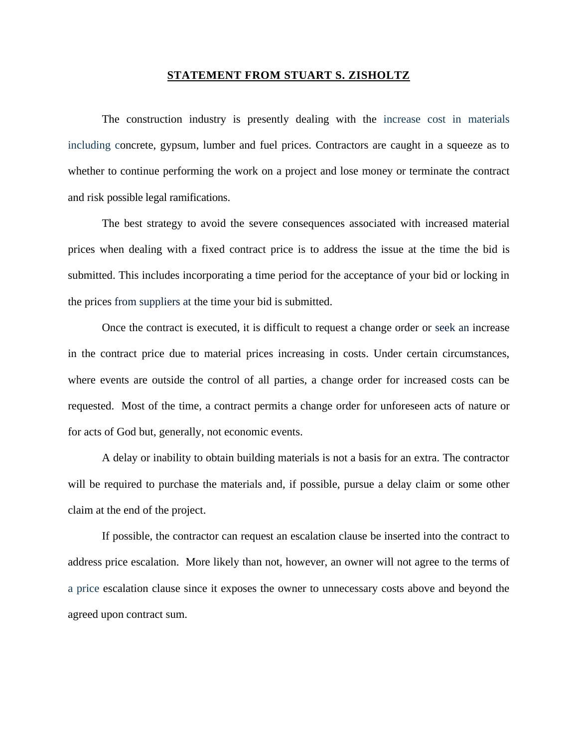# STATEMENT FROM STUART S. ZISHOLTZ

The construction industry is presently dealing with the increase cost in materials including concrete, gypsum, lumber and fuel prices. Contractors are caught in a squeeze as to whether to continue performing the work on a project and lose money or terminate the contract and risk possible legal ramifications.

The best strategy to avoid the severe consequences associated with increased material prices when dealing with a fixed contract price is to address the issue at the time the bid is submitted. This includes incorporating a time period for the acceptance of your bid or locking in the prices from suppliers at the time your bid is submitted.

Once the contract is executed, it is difficult to request a change order or seek an increase in the contract price due to material prices increasing in costs. Under certain circumstances, where events are outside the control of all parties, a change order for increased costs can be requested. Most of the time, a contract permits a change order for unforeseen acts of nature or for acts of God but, generally, not economic events.

A delay or inability to obtain building materials is not a basis for an extra. The contractor will be required to purchase the materials and, if possible, pursue a delay claim or some other claim at the end of the project.

If possible, the contractor can request an escalation clause be inserted into the contract to address price escalation. More likely than not, however, an owner will not agree to the terms of a price escalation clause since it exposes the owner to unnecessary costs above and beyond the agreed upon contract sum.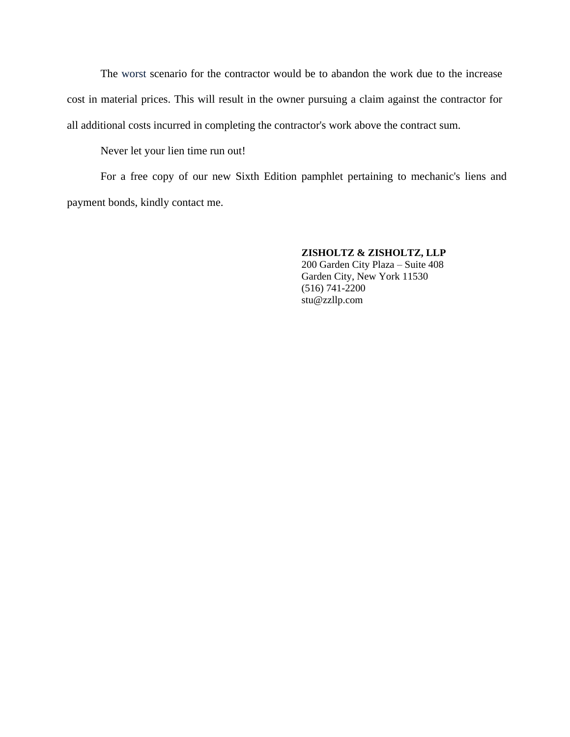The worst scenario for the contractor would be to abandon the work due to the increase cost in material prices. This will result in the owner pursuing a claim against the contractor for all additional costs incurred in completing the contractor's work above the contract sum.

Never let your lien time run out!

For a free copy of our new Sixth Edition pamphlet pertaining to mechanic's liens and payment bonds, kindly contact me.

**ZISHOLTZ & ZISHOLTZ, LLP**
200 Garden City Plaza – Suite 408
Garden City, New York 11530
(516) 741-2200
stu@zzllp.com